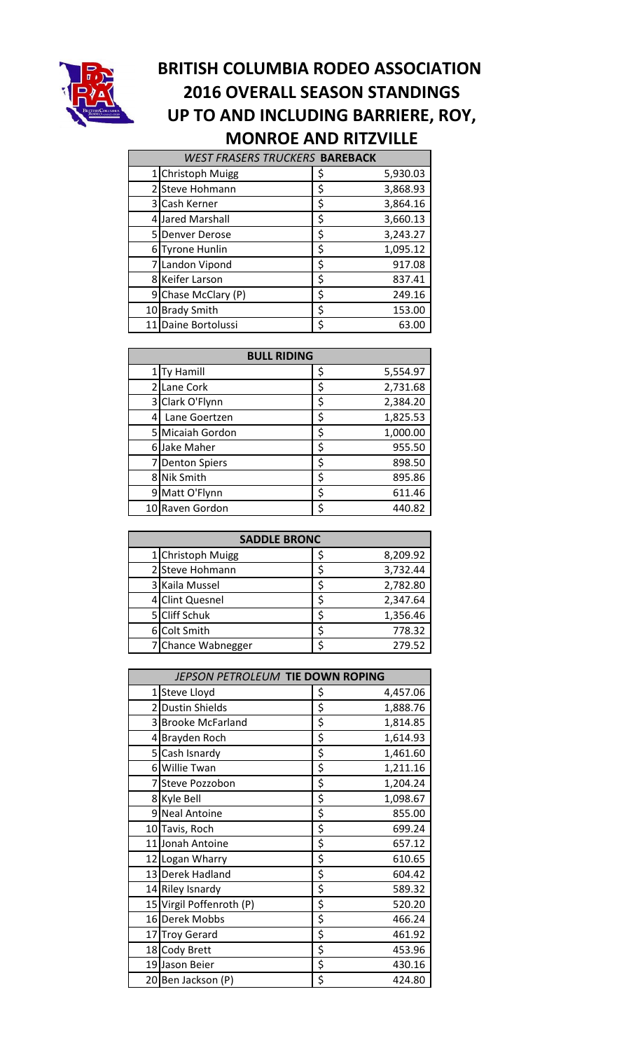# BRITISH COLUMBIA RODEO ASSOCIATION
# 2016 OVERALL SEASON STANDINGS
# UP TO AND INCLUDING BARRIERE, ROY, MONROE AND RITZVILLE

| *WEST FRASERS TRUCKERS* **BAREBACK** | | |
|---|---|---|
| 1 | Christoph Muigg | $ 5,930.03 |
| 2 | Steve Hohmann | $ 3,868.93 |
| 3 | Cash Kerner | $ 3,864.16 |
| 4 | Jared Marshall | $ 3,660.13 |
| 5 | Denver Derose | $ 3,243.27 |
| 6 | Tyrone Hunlin | $ 1,095.12 |
| 7 | Landon Vipond | $ 917.08 |
| 8 | Keifer Larson | $ 837.41 |
| 9 | Chase McClary (P) | $ 249.16 |
| 10 | Brady Smith | $ 153.00 |
| 11 | Daine Bortolussi | $ 63.00 |

| **BULL RIDING** | | |
|---|---|---|
| 1 | Ty Hamill | $ 5,554.97 |
| 2 | Lane Cork | $ 2,731.68 |
| 3 | Clark O'Flynn | $ 2,384.20 |
| 4 | Lane Goertzen | $ 1,825.53 |
| 5 | Micaiah Gordon | $ 1,000.00 |
| 6 | Jake Maher | $ 955.50 |
| 7 | Denton Spiers | $ 898.50 |
| 8 | Nik Smith | $ 895.86 |
| 9 | Matt O'Flynn | $ 611.46 |
| 10 | Raven Gordon | $ 440.82 |

| **SADDLE BRONC** | | |
|---|---|---|
| 1 | Christoph Muigg | $ 8,209.92 |
| 2 | Steve Hohmann | $ 3,732.44 |
| 3 | Kaila Mussel | $ 2,782.80 |
| 4 | Clint Quesnel | $ 2,347.64 |
| 5 | Cliff Schuk | $ 1,356.46 |
| 6 | Colt Smith | $ 778.32 |
| 7 | Chance Wabnegger | $ 279.52 |

| *JEPSON PETROLEUM* **TIE DOWN ROPING** | | |
|---|---|---|
| 1 | Steve Lloyd | $ 4,457.06 |
| 2 | Dustin Shields | $ 1,888.76 |
| 3 | Brooke McFarland | $ 1,814.85 |
| 4 | Brayden Roch | $ 1,614.93 |
| 5 | Cash Isnardy | $ 1,461.60 |
| 6 | Willie Twan | $ 1,211.16 |
| 7 | Steve Pozzobon | $ 1,204.24 |
| 8 | Kyle Bell | $ 1,098.67 |
| 9 | Neal Antoine | $ 855.00 |
| 10 | Tavis, Roch | $ 699.24 |
| 11 | Jonah Antoine | $ 657.12 |
| 12 | Logan Wharry | $ 610.65 |
| 13 | Derek Hadland | $ 604.42 |
| 14 | Riley Isnardy | $ 589.32 |
| 15 | Virgil Poffenroth (P) | $ 520.20 |
| 16 | Derek Mobbs | $ 466.24 |
| 17 | Troy Gerard | $ 461.92 |
| 18 | Cody Brett | $ 453.96 |
| 19 | Jason Beier | $ 430.16 |
| 20 | Ben Jackson (P) | $ 424.80 |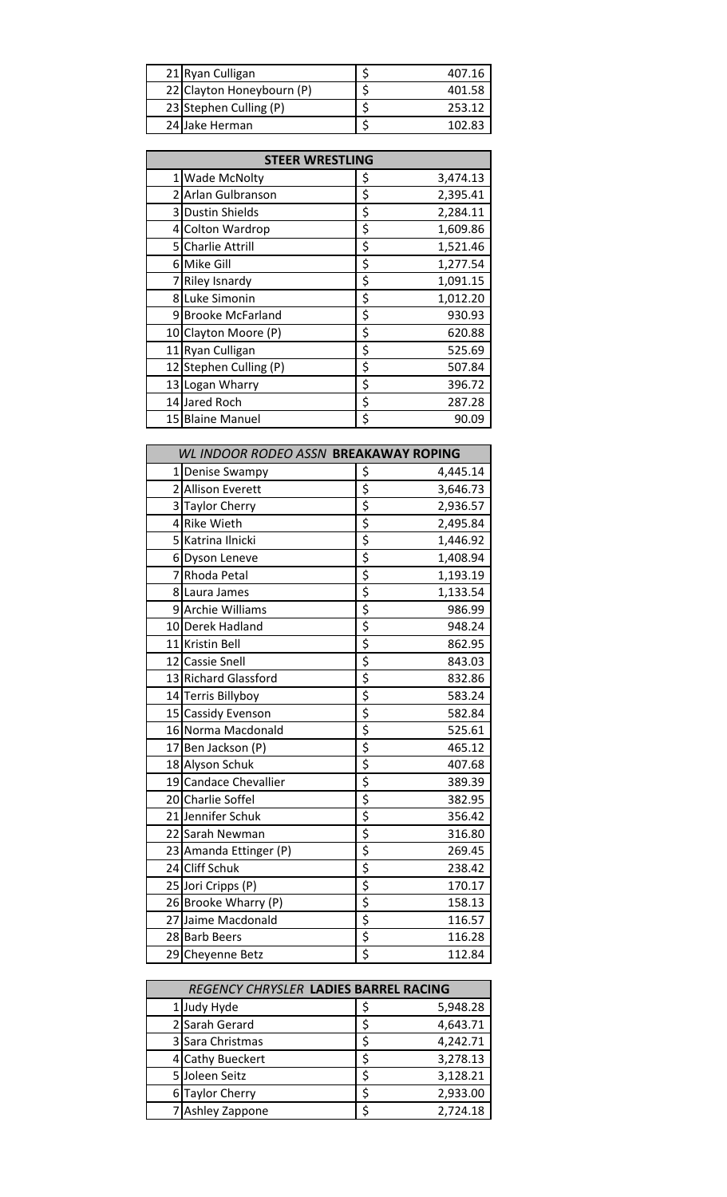| | | |
|---|---|---|
| 21 | Ryan Culligan | $ 407.16 |
| 22 | Clayton Honeybourn (P) | $ 401.58 |
| 23 | Stephen Culling (P) | $ 253.12 |
| 24 | Jake Herman | $ 102.83 |

| **STEER WRESTLING** | | |
|---|---|---|
| 1 | Wade McNolty | $ 3,474.13 |
| 2 | Arlan Gulbranson | $ 2,395.41 |
| 3 | Dustin Shields | $ 2,284.11 |
| 4 | Colton Wardrop | $ 1,609.86 |
| 5 | Charlie Attrill | $ 1,521.46 |
| 6 | Mike Gill | $ 1,277.54 |
| 7 | Riley Isnardy | $ 1,091.15 |
| 8 | Luke Simonin | $ 1,012.20 |
| 9 | Brooke McFarland | $ 930.93 |
| 10 | Clayton Moore (P) | $ 620.88 |
| 11 | Ryan Culligan | $ 525.69 |
| 12 | Stephen Culling (P) | $ 507.84 |
| 13 | Logan Wharry | $ 396.72 |
| 14 | Jared Roch | $ 287.28 |
| 15 | Blaine Manuel | $ 90.09 |

| *WL INDOOR RODEO ASSN* **BREAKAWAY ROPING** | | |
|---|---|---|
| 1 | Denise Swampy | $ 4,445.14 |
| 2 | Allison Everett | $ 3,646.73 |
| 3 | Taylor Cherry | $ 2,936.57 |
| 4 | Rike Wieth | $ 2,495.84 |
| 5 | Katrina Ilnicki | $ 1,446.92 |
| 6 | Dyson Leneve | $ 1,408.94 |
| 7 | Rhoda Petal | $ 1,193.19 |
| 8 | Laura James | $ 1,133.54 |
| 9 | Archie Williams | $ 986.99 |
| 10 | Derek Hadland | $ 948.24 |
| 11 | Kristin Bell | $ 862.95 |
| 12 | Cassie Snell | $ 843.03 |
| 13 | Richard Glassford | $ 832.86 |
| 14 | Terris Billyboy | $ 583.24 |
| 15 | Cassidy Evenson | $ 582.84 |
| 16 | Norma Macdonald | $ 525.61 |
| 17 | Ben Jackson (P) | $ 465.12 |
| 18 | Alyson Schuk | $ 407.68 |
| 19 | Candace Chevallier | $ 389.39 |
| 20 | Charlie Soffel | $ 382.95 |
| 21 | Jennifer Schuk | $ 356.42 |
| 22 | Sarah Newman | $ 316.80 |
| 23 | Amanda Ettinger (P) | $ 269.45 |
| 24 | Cliff Schuk | $ 238.42 |
| 25 | Jori Cripps (P) | $ 170.17 |
| 26 | Brooke Wharry (P) | $ 158.13 |
| 27 | Jaime Macdonald | $ 116.57 |
| 28 | Barb Beers | $ 116.28 |
| 29 | Cheyenne Betz | $ 112.84 |

| *REGENCY CHRYSLER* **LADIES BARREL RACING** | | |
|---|---|---|
| 1 | Judy Hyde | $ 5,948.28 |
| 2 | Sarah Gerard | $ 4,643.71 |
| 3 | Sara Christmas | $ 4,242.71 |
| 4 | Cathy Bueckert | $ 3,278.13 |
| 5 | Joleen Seitz | $ 3,128.21 |
| 6 | Taylor Cherry | $ 2,933.00 |
| 7 | Ashley Zappone | $ 2,724.18 |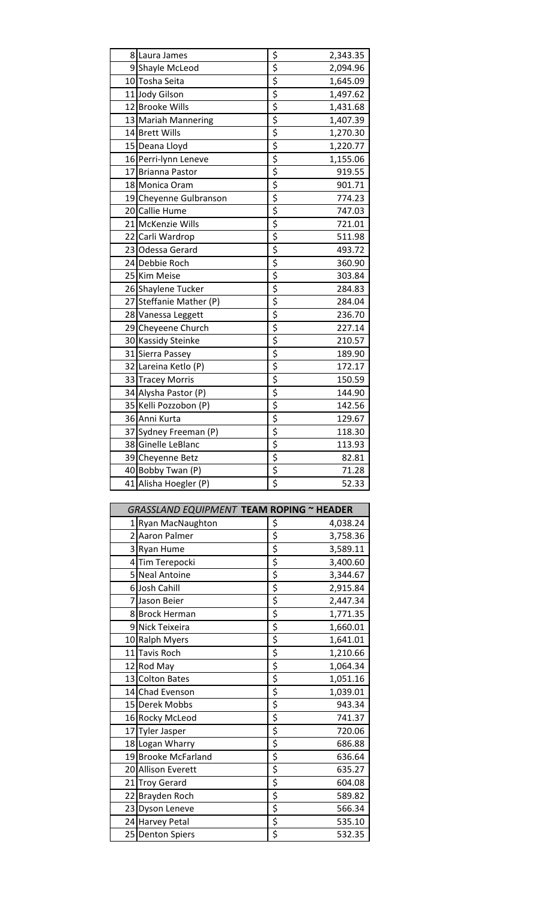| | | |
|---|---|---|
| 8 | Laura James | $ 2,343.35 |
| 9 | Shayle McLeod | $ 2,094.96 |
| 10 | Tosha Seita | $ 1,645.09 |
| 11 | Jody Gilson | $ 1,497.62 |
| 12 | Brooke Wills | $ 1,431.68 |
| 13 | Mariah Mannering | $ 1,407.39 |
| 14 | Brett Wills | $ 1,270.30 |
| 15 | Deana Lloyd | $ 1,220.77 |
| 16 | Perri-lynn Leneve | $ 1,155.06 |
| 17 | Brianna Pastor | $ 919.55 |
| 18 | Monica Oram | $ 901.71 |
| 19 | Cheyenne Gulbranson | $ 774.23 |
| 20 | Callie Hume | $ 747.03 |
| 21 | McKenzie Wills | $ 721.01 |
| 22 | Carli Wardrop | $ 511.98 |
| 23 | Odessa Gerard | $ 493.72 |
| 24 | Debbie Roch | $ 360.90 |
| 25 | Kim Meise | $ 303.84 |
| 26 | Shaylene Tucker | $ 284.83 |
| 27 | Steffanie Mather (P) | $ 284.04 |
| 28 | Vanessa Leggett | $ 236.70 |
| 29 | Cheyeene Church | $ 227.14 |
| 30 | Kassidy Steinke | $ 210.57 |
| 31 | Sierra Passey | $ 189.90 |
| 32 | Lareina Ketlo (P) | $ 172.17 |
| 33 | Tracey Morris | $ 150.59 |
| 34 | Alysha Pastor (P) | $ 144.90 |
| 35 | Kelli Pozzobon (P) | $ 142.56 |
| 36 | Anni Kurta | $ 129.67 |
| 37 | Sydney Freeman (P) | $ 118.30 |
| 38 | Ginelle LeBlanc | $ 113.93 |
| 39 | Cheyenne Betz | $ 82.81 |
| 40 | Bobby Twan (P) | $ 71.28 |
| 41 | Alisha Hoegler (P) | $ 52.33 |

| *GRASSLAND EQUIPMENT* **TEAM ROPING ~ HEADER** | | |
|---|---|---|
| 1 | Ryan MacNaughton | $ 4,038.24 |
| 2 | Aaron Palmer | $ 3,758.36 |
| 3 | Ryan Hume | $ 3,589.11 |
| 4 | Tim Terepocki | $ 3,400.60 |
| 5 | Neal Antoine | $ 3,344.67 |
| 6 | Josh Cahill | $ 2,915.84 |
| 7 | Jason Beier | $ 2,447.34 |
| 8 | Brock Herman | $ 1,771.35 |
| 9 | Nick Teixeira | $ 1,660.01 |
| 10 | Ralph Myers | $ 1,641.01 |
| 11 | Tavis Roch | $ 1,210.66 |
| 12 | Rod May | $ 1,064.34 |
| 13 | Colton Bates | $ 1,051.16 |
| 14 | Chad Evenson | $ 1,039.01 |
| 15 | Derek Mobbs | $ 943.34 |
| 16 | Rocky McLeod | $ 741.37 |
| 17 | Tyler Jasper | $ 720.06 |
| 18 | Logan Wharry | $ 686.88 |
| 19 | Brooke McFarland | $ 636.64 |
| 20 | Allison Everett | $ 635.27 |
| 21 | Troy Gerard | $ 604.08 |
| 22 | Brayden Roch | $ 589.82 |
| 23 | Dyson Leneve | $ 566.34 |
| 24 | Harvey Petal | $ 535.10 |
| 25 | Denton Spiers | $ 532.35 |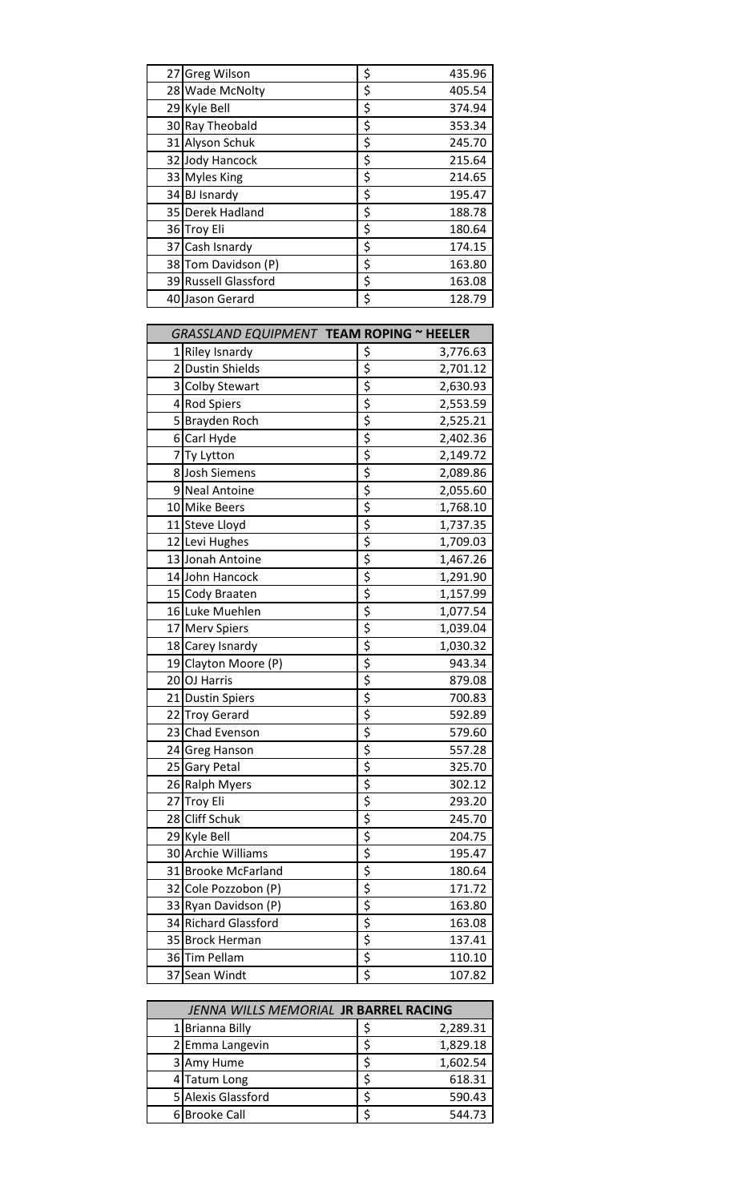| | | |
|---|---|---|
| 27 | Greg Wilson | $ 435.96 |
| 28 | Wade McNolty | $ 405.54 |
| 29 | Kyle Bell | $ 374.94 |
| 30 | Ray Theobald | $ 353.34 |
| 31 | Alyson Schuk | $ 245.70 |
| 32 | Jody Hancock | $ 215.64 |
| 33 | Myles King | $ 214.65 |
| 34 | BJ Isnardy | $ 195.47 |
| 35 | Derek Hadland | $ 188.78 |
| 36 | Troy Eli | $ 180.64 |
| 37 | Cash Isnardy | $ 174.15 |
| 38 | Tom Davidson (P) | $ 163.80 |
| 39 | Russell Glassford | $ 163.08 |
| 40 | Jason Gerard | $ 128.79 |

| *GRASSLAND EQUIPMENT* **TEAM ROPING ~ HEELER** | | |
|---|---|---|
| 1 | Riley Isnardy | $ 3,776.63 |
| 2 | Dustin Shields | $ 2,701.12 |
| 3 | Colby Stewart | $ 2,630.93 |
| 4 | Rod Spiers | $ 2,553.59 |
| 5 | Brayden Roch | $ 2,525.21 |
| 6 | Carl Hyde | $ 2,402.36 |
| 7 | Ty Lytton | $ 2,149.72 |
| 8 | Josh Siemens | $ 2,089.86 |
| 9 | Neal Antoine | $ 2,055.60 |
| 10 | Mike Beers | $ 1,768.10 |
| 11 | Steve Lloyd | $ 1,737.35 |
| 12 | Levi Hughes | $ 1,709.03 |
| 13 | Jonah Antoine | $ 1,467.26 |
| 14 | John Hancock | $ 1,291.90 |
| 15 | Cody Braaten | $ 1,157.99 |
| 16 | Luke Muehlen | $ 1,077.54 |
| 17 | Merv Spiers | $ 1,039.04 |
| 18 | Carey Isnardy | $ 1,030.32 |
| 19 | Clayton Moore (P) | $ 943.34 |
| 20 | OJ Harris | $ 879.08 |
| 21 | Dustin Spiers | $ 700.83 |
| 22 | Troy Gerard | $ 592.89 |
| 23 | Chad Evenson | $ 579.60 |
| 24 | Greg Hanson | $ 557.28 |
| 25 | Gary Petal | $ 325.70 |
| 26 | Ralph Myers | $ 302.12 |
| 27 | Troy Eli | $ 293.20 |
| 28 | Cliff Schuk | $ 245.70 |
| 29 | Kyle Bell | $ 204.75 |
| 30 | Archie Williams | $ 195.47 |
| 31 | Brooke McFarland | $ 180.64 |
| 32 | Cole Pozzobon (P) | $ 171.72 |
| 33 | Ryan Davidson (P) | $ 163.80 |
| 34 | Richard Glassford | $ 163.08 |
| 35 | Brock Herman | $ 137.41 |
| 36 | Tim Pellam | $ 110.10 |
| 37 | Sean Windt | $ 107.82 |

| *JENNA WILLS MEMORIAL* **JR BARREL RACING** | | |
|---|---|---|
| 1 | Brianna Billy | $ 2,289.31 |
| 2 | Emma Langevin | $ 1,829.18 |
| 3 | Amy Hume | $ 1,602.54 |
| 4 | Tatum Long | $ 618.31 |
| 5 | Alexis Glassford | $ 590.43 |
| 6 | Brooke Call | $ 544.73 |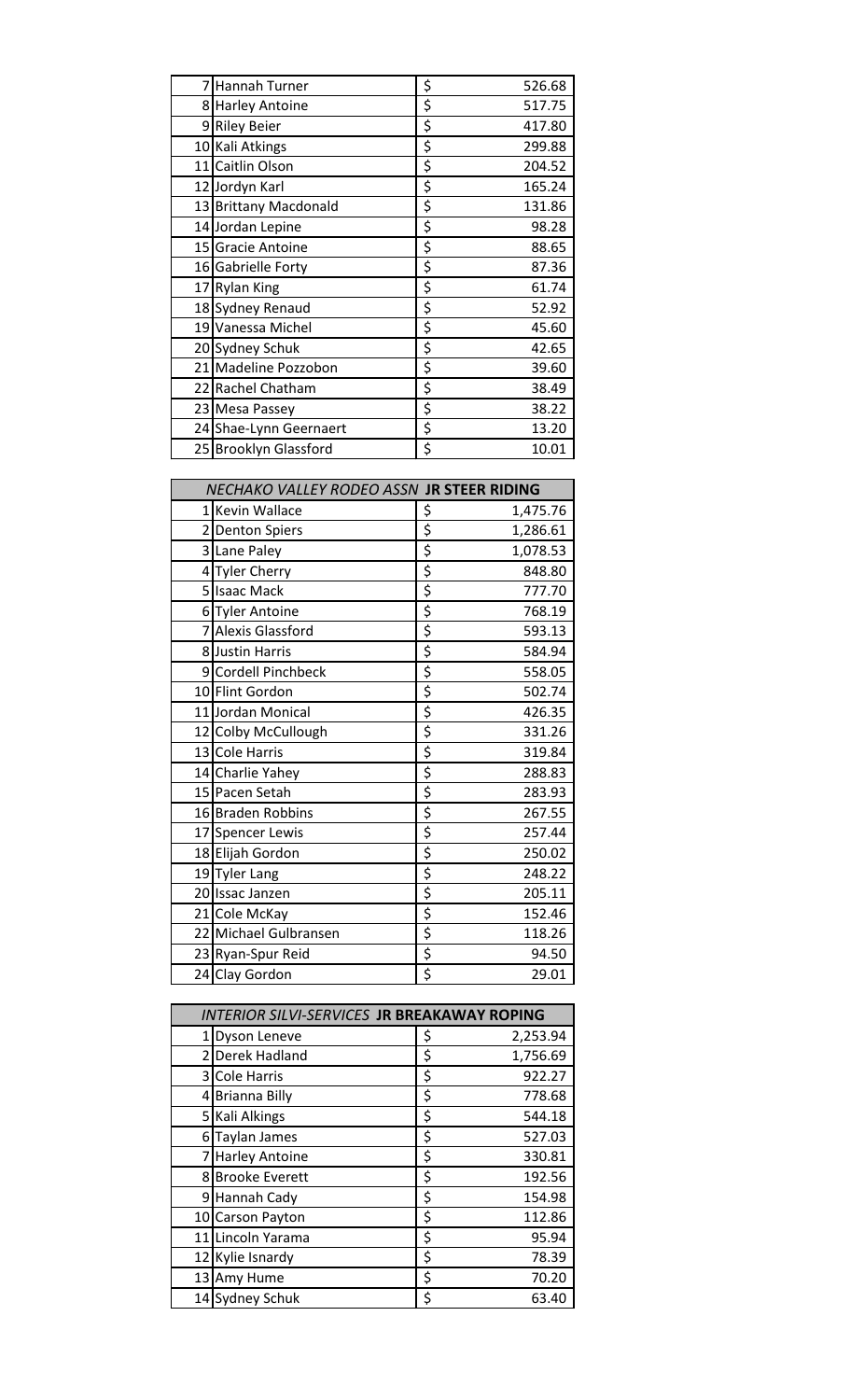| | | |
|---|---|---|
| 7 | Hannah Turner | $ 526.68 |
| 8 | Harley Antoine | $ 517.75 |
| 9 | Riley Beier | $ 417.80 |
| 10 | Kali Atkings | $ 299.88 |
| 11 | Caitlin Olson | $ 204.52 |
| 12 | Jordyn Karl | $ 165.24 |
| 13 | Brittany Macdonald | $ 131.86 |
| 14 | Jordan Lepine | $ 98.28 |
| 15 | Gracie Antoine | $ 88.65 |
| 16 | Gabrielle Forty | $ 87.36 |
| 17 | Rylan King | $ 61.74 |
| 18 | Sydney Renaud | $ 52.92 |
| 19 | Vanessa Michel | $ 45.60 |
| 20 | Sydney Schuk | $ 42.65 |
| 21 | Madeline Pozzobon | $ 39.60 |
| 22 | Rachel Chatham | $ 38.49 |
| 23 | Mesa Passey | $ 38.22 |
| 24 | Shae-Lynn Geernaert | $ 13.20 |
| 25 | Brooklyn Glassford | $ 10.01 |

| *NECHAKO VALLEY RODEO ASSN* **JR STEER RIDING** | | |
|---|---|---|
| 1 | Kevin Wallace | $ 1,475.76 |
| 2 | Denton Spiers | $ 1,286.61 |
| 3 | Lane Paley | $ 1,078.53 |
| 4 | Tyler Cherry | $ 848.80 |
| 5 | Isaac Mack | $ 777.70 |
| 6 | Tyler Antoine | $ 768.19 |
| 7 | Alexis Glassford | $ 593.13 |
| 8 | Justin Harris | $ 584.94 |
| 9 | Cordell Pinchbeck | $ 558.05 |
| 10 | Flint Gordon | $ 502.74 |
| 11 | Jordan Monical | $ 426.35 |
| 12 | Colby McCullough | $ 331.26 |
| 13 | Cole Harris | $ 319.84 |
| 14 | Charlie Yahey | $ 288.83 |
| 15 | Pacen Setah | $ 283.93 |
| 16 | Braden Robbins | $ 267.55 |
| 17 | Spencer Lewis | $ 257.44 |
| 18 | Elijah Gordon | $ 250.02 |
| 19 | Tyler Lang | $ 248.22 |
| 20 | Issac Janzen | $ 205.11 |
| 21 | Cole McKay | $ 152.46 |
| 22 | Michael Gulbransen | $ 118.26 |
| 23 | Ryan-Spur Reid | $ 94.50 |
| 24 | Clay Gordon | $ 29.01 |

| *INTERIOR SILVI-SERVICES* **JR BREAKAWAY ROPING** | | |
|---|---|---|
| 1 | Dyson Leneve | $ 2,253.94 |
| 2 | Derek Hadland | $ 1,756.69 |
| 3 | Cole Harris | $ 922.27 |
| 4 | Brianna Billy | $ 778.68 |
| 5 | Kali Alkings | $ 544.18 |
| 6 | Taylan James | $ 527.03 |
| 7 | Harley Antoine | $ 330.81 |
| 8 | Brooke Everett | $ 192.56 |
| 9 | Hannah Cady | $ 154.98 |
| 10 | Carson Payton | $ 112.86 |
| 11 | Lincoln Yarama | $ 95.94 |
| 12 | Kylie Isnardy | $ 78.39 |
| 13 | Amy Hume | $ 70.20 |
| 14 | Sydney Schuk | $ 63.40 |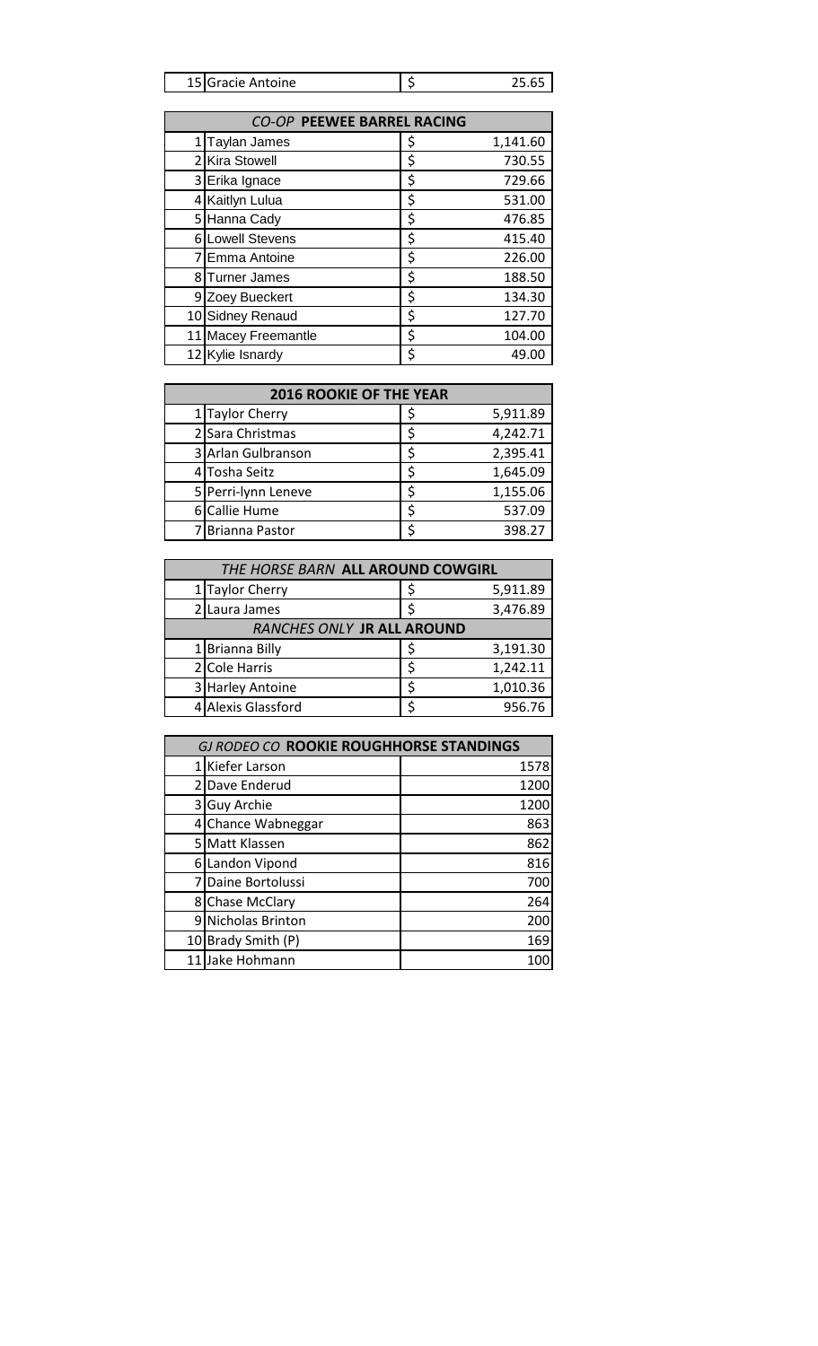| | | | |
|---|---|---|---|
| 15 | Gracie Antoine | $ | 25.65 |

| *CO-OP* **PEEWEE BARREL RACING** | | | |
|---|---|---|---|
| 1 | Taylan James | $ | 1,141.60 |
| 2 | Kira Stowell | $ | 730.55 |
| 3 | Erika Ignace | $ | 729.66 |
| 4 | Kaitlyn Lulua | $ | 531.00 |
| 5 | Hanna Cady | $ | 476.85 |
| 6 | Lowell Stevens | $ | 415.40 |
| 7 | Emma Antoine | $ | 226.00 |
| 8 | Turner James | $ | 188.50 |
| 9 | Zoey Bueckert | $ | 134.30 |
| 10 | Sidney Renaud | $ | 127.70 |
| 11 | Macey Freemantle | $ | 104.00 |
| 12 | Kylie Isnardy | $ | 49.00 |

| **2016 ROOKIE OF THE YEAR** | | | |
|---|---|---|---|
| 1 | Taylor Cherry | $ | 5,911.89 |
| 2 | Sara Christmas | $ | 4,242.71 |
| 3 | Arlan Gulbranson | $ | 2,395.41 |
| 4 | Tosha Seitz | $ | 1,645.09 |
| 5 | Perri-lynn Leneve | $ | 1,155.06 |
| 6 | Callie Hume | $ | 537.09 |
| 7 | Brianna Pastor | $ | 398.27 |

| *THE HORSE BARN* **ALL AROUND COWGIRL** | | | |
|---|---|---|---|
| 1 | Taylor Cherry | $ | 5,911.89 |
| 2 | Laura James | $ | 3,476.89 |
| *RANCHES ONLY* **JR ALL AROUND** | | | |
| 1 | Brianna Billy | $ | 3,191.30 |
| 2 | Cole Harris | $ | 1,242.11 |
| 3 | Harley Antoine | $ | 1,010.36 |
| 4 | Alexis Glassford | $ | 956.76 |

| *GJ RODEO CO* **ROOKIE ROUGHHORSE STANDINGS** | | |
|---|---|---|
| 1 | Kiefer Larson | 1578 |
| 2 | Dave Enderud | 1200 |
| 3 | Guy Archie | 1200 |
| 4 | Chance Wabneggar | 863 |
| 5 | Matt Klassen | 862 |
| 6 | Landon Vipond | 816 |
| 7 | Daine Bortolussi | 700 |
| 8 | Chase McClary | 264 |
| 9 | Nicholas Brinton | 200 |
| 10 | Brady Smith (P) | 169 |
| 11 | Jake Hohmann | 100 |